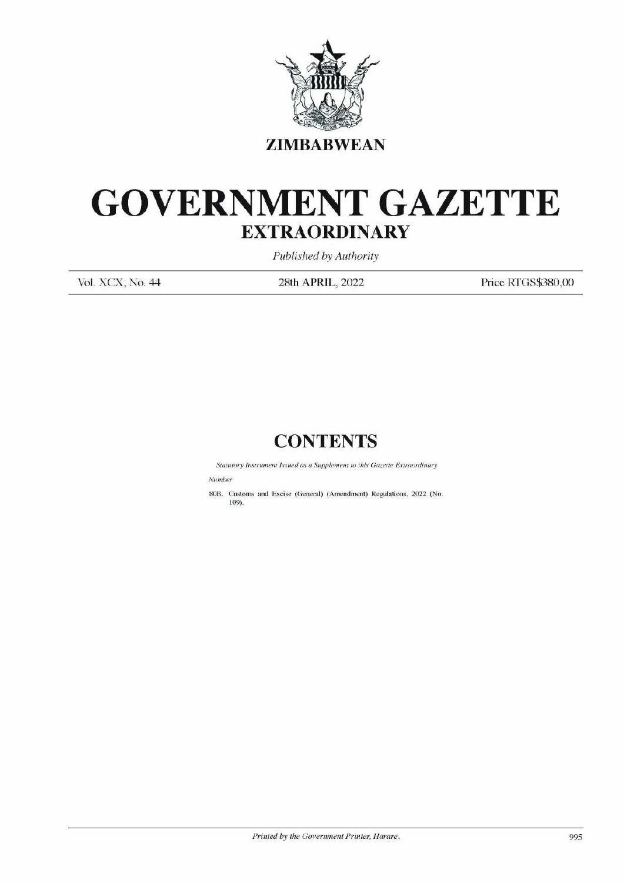**ZIMBABWEAN**

# GOVERNMENT GAZETTE

## EXTRAORDINARY

*Published by Authority*

Vol. XCX, No. 44 | 28th APRIL, 2022 | Price RTGS$380,00

## CONTENTS

*Statutory Instrument Issued as a Supplement to this Gazette Extraordinary*

*Number*

80B. Customs and Excise (General) (Amendment) Regulations, 2022 (No. 109).

*Printed by the Government Printer, Harare.*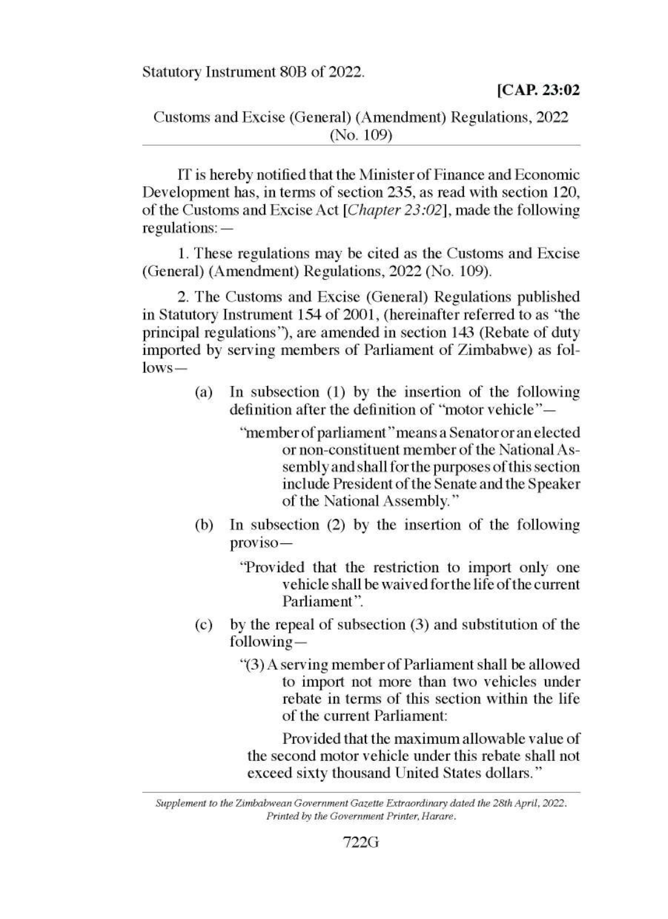Statutory Instrument 80B of 2022.

**[CAP. 23:02**

Customs and Excise (General) (Amendment) Regulations, 2022 (No. 109)

---

IT is hereby notified that the Minister of Finance and Economic Development has, in terms of section 235, as read with section 120, of the Customs and Excise Act [*Chapter 23:02*], made the following regulations: —

1. These regulations may be cited as the Customs and Excise (General) (Amendment) Regulations, 2022 (No. 109).

2. The Customs and Excise (General) Regulations published in Statutory Instrument 154 of 2001, (hereinafter referred to as "the principal regulations"), are amended in section 143 (Rebate of duty imported by serving members of Parliament of Zimbabwe) as follows—

(a) In subsection (1) by the insertion of the following definition after the definition of "motor vehicle"—

> "member of parliament" means a Senator or an elected or non-constituent member of the National Assembly and shall for the purposes of this section include President of the Senate and the Speaker of the National Assembly."

(b) In subsection (2) by the insertion of the following proviso—

> "Provided that the restriction to import only one vehicle shall be waived for the life of the current Parliament".

(c) by the repeal of subsection (3) and substitution of the following—

> "(3) A serving member of Parliament shall be allowed to import not more than two vehicles under rebate in terms of this section within the life of the current Parliament:
>
> Provided that the maximum allowable value of the second motor vehicle under this rebate shall not exceed sixty thousand United States dollars."

---

*Supplement to the Zimbabwean Government Gazette Extraordinary dated the 28th April, 2022. Printed by the Government Printer, Harare.*